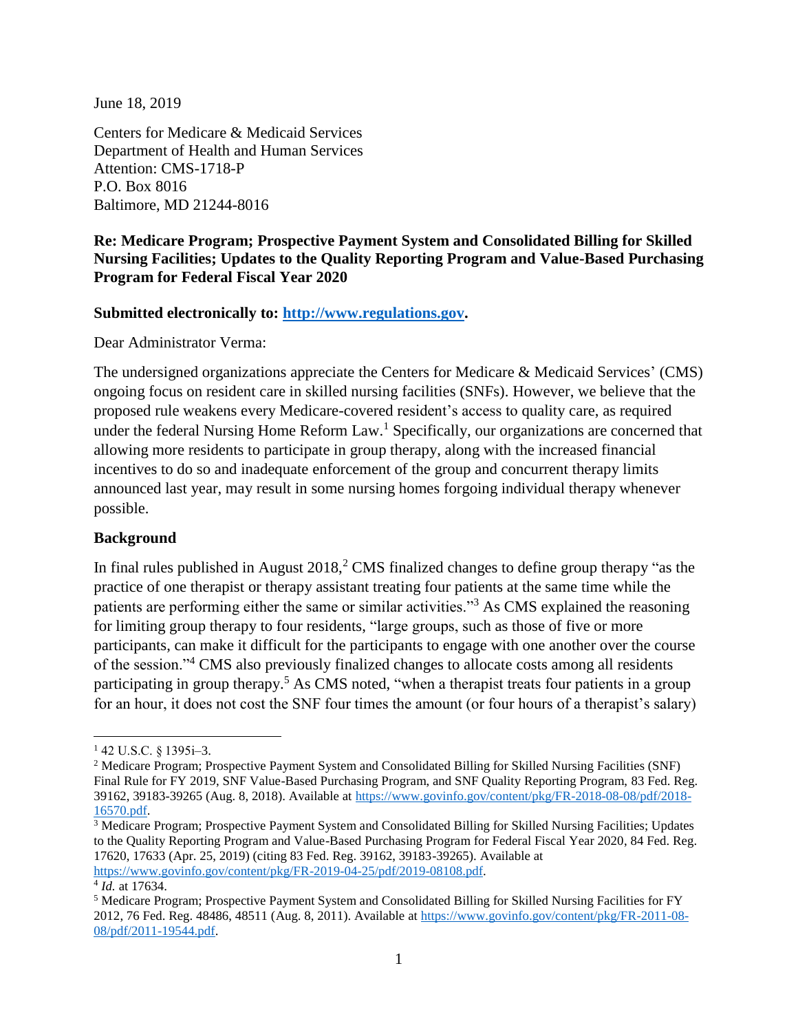June 18, 2019

Centers for Medicare & Medicaid Services
Department of Health and Human Services
Attention: CMS-1718-P
P.O. Box 8016
Baltimore, MD 21244-8016

**Re: Medicare Program; Prospective Payment System and Consolidated Billing for Skilled Nursing Facilities; Updates to the Quality Reporting Program and Value-Based Purchasing Program for Federal Fiscal Year 2020**

**Submitted electronically to: [http://www.regulations.gov](http://www.regulations.gov).**

Dear Administrator Verma:

The undersigned organizations appreciate the Centers for Medicare & Medicaid Services' (CMS) ongoing focus on resident care in skilled nursing facilities (SNFs). However, we believe that the proposed rule weakens every Medicare-covered resident's access to quality care, as required under the federal Nursing Home Reform Law.[1] Specifically, our organizations are concerned that allowing more residents to participate in group therapy, along with the increased financial incentives to do so and inadequate enforcement of the group and concurrent therapy limits announced last year, may result in some nursing homes forgoing individual therapy whenever possible.

## Background

In final rules published in August 2018,[2] CMS finalized changes to define group therapy "as the practice of one therapist or therapy assistant treating four patients at the same time while the patients are performing either the same or similar activities."[3] As CMS explained the reasoning for limiting group therapy to four residents, "large groups, such as those of five or more participants, can make it difficult for the participants to engage with one another over the course of the session."[4] CMS also previously finalized changes to allocate costs among all residents participating in group therapy.[5] As CMS noted, "when a therapist treats four patients in a group for an hour, it does not cost the SNF four times the amount (or four hours of a therapist's salary)

---

[1] 42 U.S.C. § 1395i–3.

[2] Medicare Program; Prospective Payment System and Consolidated Billing for Skilled Nursing Facilities (SNF) Final Rule for FY 2019, SNF Value-Based Purchasing Program, and SNF Quality Reporting Program, 83 Fed. Reg. 39162, 39183-39265 (Aug. 8, 2018). Available at [https://www.govinfo.gov/content/pkg/FR-2018-08-08/pdf/2018-16570.pdf](https://www.govinfo.gov/content/pkg/FR-2018-08-08/pdf/2018-16570.pdf).

[3] Medicare Program; Prospective Payment System and Consolidated Billing for Skilled Nursing Facilities; Updates to the Quality Reporting Program and Value-Based Purchasing Program for Federal Fiscal Year 2020, 84 Fed. Reg. 17620, 17633 (Apr. 25, 2019) (citing 83 Fed. Reg. 39162, 39183-39265). Available at [https://www.govinfo.gov/content/pkg/FR-2019-04-25/pdf/2019-08108.pdf](https://www.govinfo.gov/content/pkg/FR-2019-04-25/pdf/2019-08108.pdf).

[4] *Id.* at 17634.

[5] Medicare Program; Prospective Payment System and Consolidated Billing for Skilled Nursing Facilities for FY 2012, 76 Fed. Reg. 48486, 48511 (Aug. 8, 2011). Available at [https://www.govinfo.gov/content/pkg/FR-2011-08-08/pdf/2011-19544.pdf](https://www.govinfo.gov/content/pkg/FR-2011-08-08/pdf/2011-19544.pdf).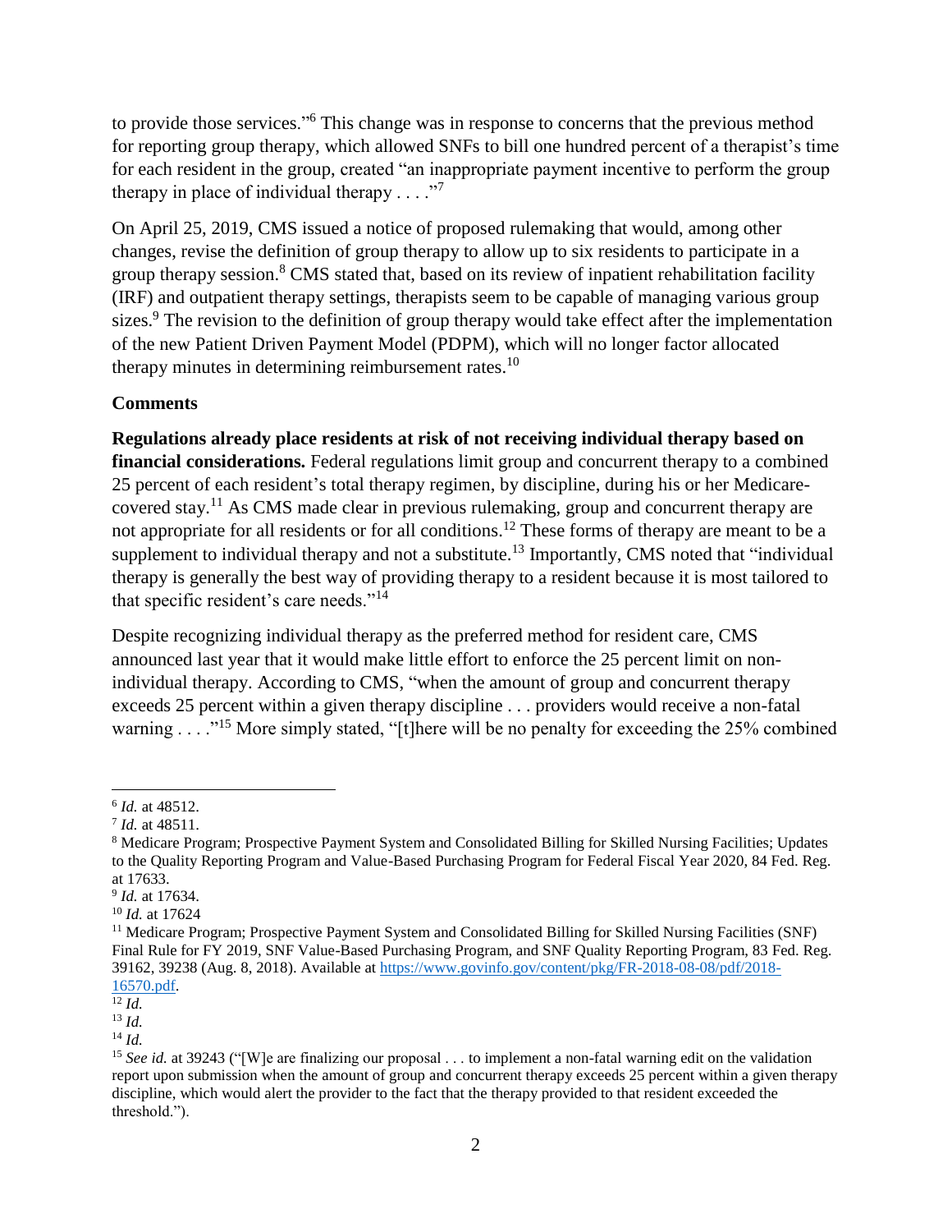to provide those services."[6] This change was in response to concerns that the previous method for reporting group therapy, which allowed SNFs to bill one hundred percent of a therapist's time for each resident in the group, created "an inappropriate payment incentive to perform the group therapy in place of individual therapy . . . ."[7]

On April 25, 2019, CMS issued a notice of proposed rulemaking that would, among other changes, revise the definition of group therapy to allow up to six residents to participate in a group therapy session.[8] CMS stated that, based on its review of inpatient rehabilitation facility (IRF) and outpatient therapy settings, therapists seem to be capable of managing various group sizes.[9] The revision to the definition of group therapy would take effect after the implementation of the new Patient Driven Payment Model (PDPM), which will no longer factor allocated therapy minutes in determining reimbursement rates.[10]

## Comments

**Regulations already place residents at risk of not receiving individual therapy based on financial considerations.** Federal regulations limit group and concurrent therapy to a combined 25 percent of each resident's total therapy regimen, by discipline, during his or her Medicare-covered stay.[11] As CMS made clear in previous rulemaking, group and concurrent therapy are not appropriate for all residents or for all conditions.[12] These forms of therapy are meant to be a supplement to individual therapy and not a substitute.[13] Importantly, CMS noted that "individual therapy is generally the best way of providing therapy to a resident because it is most tailored to that specific resident's care needs."[14]

Despite recognizing individual therapy as the preferred method for resident care, CMS announced last year that it would make little effort to enforce the 25 percent limit on non-individual therapy. According to CMS, "when the amount of group and concurrent therapy exceeds 25 percent within a given therapy discipline . . . providers would receive a non-fatal warning . . . ."[15] More simply stated, "[t]here will be no penalty for exceeding the 25% combined

---

[6] *Id.* at 48512.

[7] *Id.* at 48511.

[8] Medicare Program; Prospective Payment System and Consolidated Billing for Skilled Nursing Facilities; Updates to the Quality Reporting Program and Value-Based Purchasing Program for Federal Fiscal Year 2020, 84 Fed. Reg. at 17633.

[9] *Id.* at 17634.

[10] *Id.* at 17624

[11] Medicare Program; Prospective Payment System and Consolidated Billing for Skilled Nursing Facilities (SNF) Final Rule for FY 2019, SNF Value-Based Purchasing Program, and SNF Quality Reporting Program, 83 Fed. Reg. 39162, 39238 (Aug. 8, 2018). Available at [https://www.govinfo.gov/content/pkg/FR-2018-08-08/pdf/2018-16570.pdf](https://www.govinfo.gov/content/pkg/FR-2018-08-08/pdf/2018-16570.pdf).

[12] *Id.*

[13] *Id.*

[14] *Id.*

[15] *See id.* at 39243 ("[W]e are finalizing our proposal . . . to implement a non-fatal warning edit on the validation report upon submission when the amount of group and concurrent therapy exceeds 25 percent within a given therapy discipline, which would alert the provider to the fact that the therapy provided to that resident exceeded the threshold.").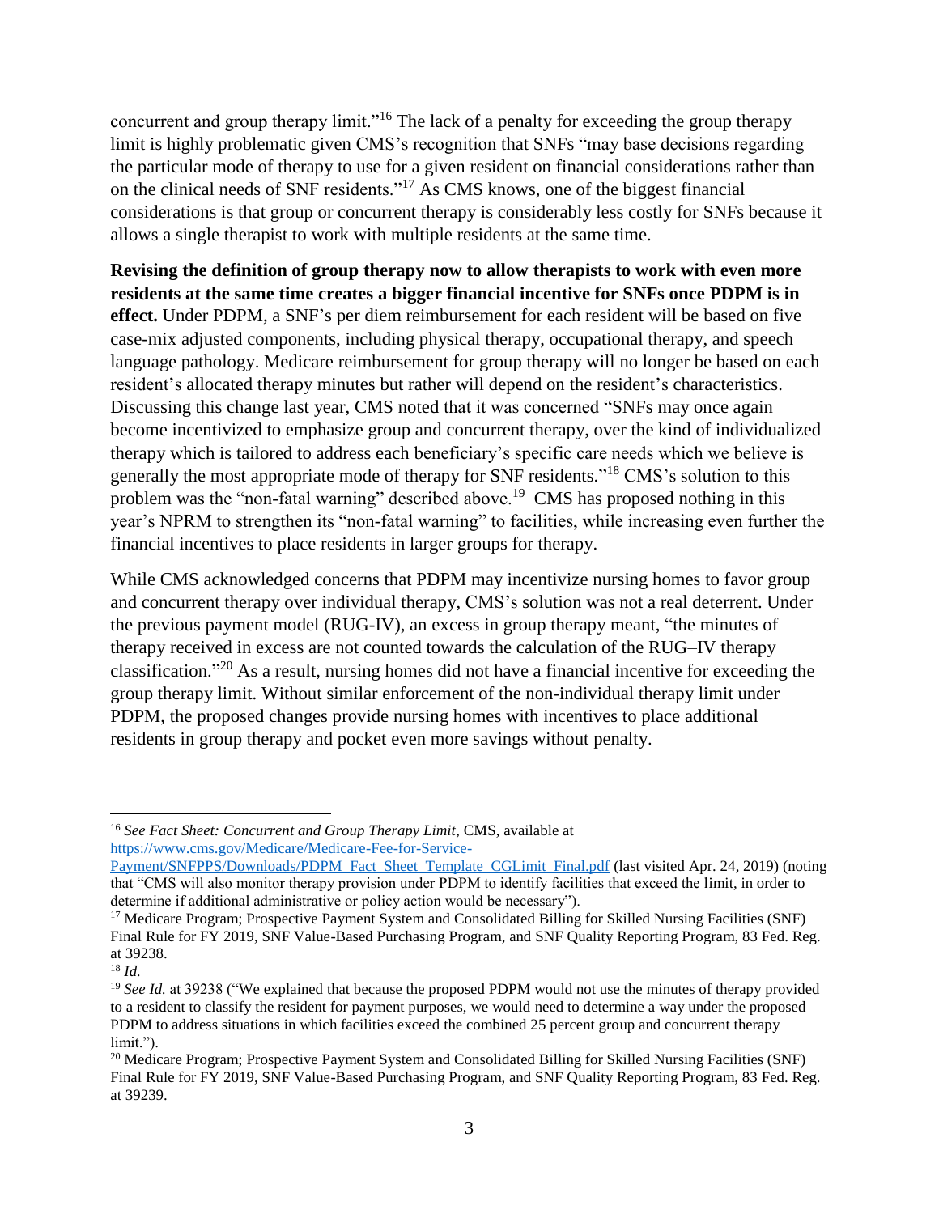concurrent and group therapy limit."[16] The lack of a penalty for exceeding the group therapy limit is highly problematic given CMS's recognition that SNFs "may base decisions regarding the particular mode of therapy to use for a given resident on financial considerations rather than on the clinical needs of SNF residents."[17] As CMS knows, one of the biggest financial considerations is that group or concurrent therapy is considerably less costly for SNFs because it allows a single therapist to work with multiple residents at the same time.

**Revising the definition of group therapy now to allow therapists to work with even more residents at the same time creates a bigger financial incentive for SNFs once PDPM is in effect.** Under PDPM, a SNF's per diem reimbursement for each resident will be based on five case-mix adjusted components, including physical therapy, occupational therapy, and speech language pathology. Medicare reimbursement for group therapy will no longer be based on each resident's allocated therapy minutes but rather will depend on the resident's characteristics. Discussing this change last year, CMS noted that it was concerned "SNFs may once again become incentivized to emphasize group and concurrent therapy, over the kind of individualized therapy which is tailored to address each beneficiary's specific care needs which we believe is generally the most appropriate mode of therapy for SNF residents."[18] CMS's solution to this problem was the "non-fatal warning" described above.[19] CMS has proposed nothing in this year's NPRM to strengthen its "non-fatal warning" to facilities, while increasing even further the financial incentives to place residents in larger groups for therapy.

While CMS acknowledged concerns that PDPM may incentivize nursing homes to favor group and concurrent therapy over individual therapy, CMS's solution was not a real deterrent. Under the previous payment model (RUG-IV), an excess in group therapy meant, "the minutes of therapy received in excess are not counted towards the calculation of the RUG–IV therapy classification."[20] As a result, nursing homes did not have a financial incentive for exceeding the group therapy limit. Without similar enforcement of the non-individual therapy limit under PDPM, the proposed changes provide nursing homes with incentives to place additional residents in group therapy and pocket even more savings without penalty.

---

[16] *See Fact Sheet: Concurrent and Group Therapy Limit*, CMS, available at https://www.cms.gov/Medicare/Medicare-Fee-for-Service-Payment/SNFPPS/Downloads/PDPM_Fact_Sheet_Template_CGLimit_Final.pdf (last visited Apr. 24, 2019) (noting that "CMS will also monitor therapy provision under PDPM to identify facilities that exceed the limit, in order to determine if additional administrative or policy action would be necessary").

[17] Medicare Program; Prospective Payment System and Consolidated Billing for Skilled Nursing Facilities (SNF) Final Rule for FY 2019, SNF Value-Based Purchasing Program, and SNF Quality Reporting Program, 83 Fed. Reg. at 39238.

[18] *Id.*

[19] *See Id.* at 39238 ("We explained that because the proposed PDPM would not use the minutes of therapy provided to a resident to classify the resident for payment purposes, we would need to determine a way under the proposed PDPM to address situations in which facilities exceed the combined 25 percent group and concurrent therapy limit.").

[20] Medicare Program; Prospective Payment System and Consolidated Billing for Skilled Nursing Facilities (SNF) Final Rule for FY 2019, SNF Value-Based Purchasing Program, and SNF Quality Reporting Program, 83 Fed. Reg. at 39239.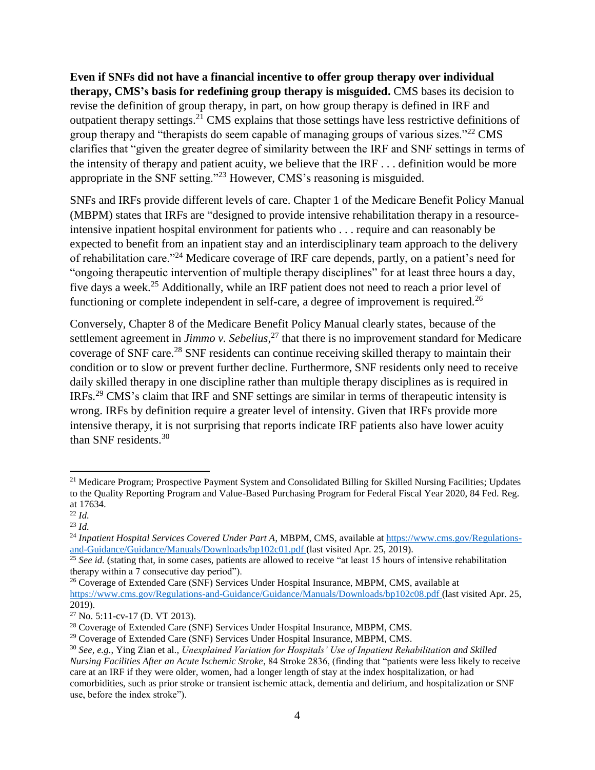**Even if SNFs did not have a financial incentive to offer group therapy over individual therapy, CMS's basis for redefining group therapy is misguided.** CMS bases its decision to revise the definition of group therapy, in part, on how group therapy is defined in IRF and outpatient therapy settings.[21] CMS explains that those settings have less restrictive definitions of group therapy and "therapists do seem capable of managing groups of various sizes."[22] CMS clarifies that "given the greater degree of similarity between the IRF and SNF settings in terms of the intensity of therapy and patient acuity, we believe that the IRF . . . definition would be more appropriate in the SNF setting."[23] However, CMS's reasoning is misguided.

SNFs and IRFs provide different levels of care. Chapter 1 of the Medicare Benefit Policy Manual (MBPM) states that IRFs are "designed to provide intensive rehabilitation therapy in a resource-intensive inpatient hospital environment for patients who . . . require and can reasonably be expected to benefit from an inpatient stay and an interdisciplinary team approach to the delivery of rehabilitation care."[24] Medicare coverage of IRF care depends, partly, on a patient's need for "ongoing therapeutic intervention of multiple therapy disciplines" for at least three hours a day, five days a week.[25] Additionally, while an IRF patient does not need to reach a prior level of functioning or complete independent in self-care, a degree of improvement is required.[26]

Conversely, Chapter 8 of the Medicare Benefit Policy Manual clearly states, because of the settlement agreement in *Jimmo v. Sebelius*,[27] that there is no improvement standard for Medicare coverage of SNF care.[28] SNF residents can continue receiving skilled therapy to maintain their condition or to slow or prevent further decline. Furthermore, SNF residents only need to receive daily skilled therapy in one discipline rather than multiple therapy disciplines as is required in IRFs.[29] CMS's claim that IRF and SNF settings are similar in terms of therapeutic intensity is wrong. IRFs by definition require a greater level of intensity. Given that IRFs provide more intensive therapy, it is not surprising that reports indicate IRF patients also have lower acuity than SNF residents.[30]

---

[21] Medicare Program; Prospective Payment System and Consolidated Billing for Skilled Nursing Facilities; Updates to the Quality Reporting Program and Value-Based Purchasing Program for Federal Fiscal Year 2020, 84 Fed. Reg. at 17634.

[22] *Id.*

[23] *Id.*

[24] *Inpatient Hospital Services Covered Under Part A*, MBPM, CMS, available at https://www.cms.gov/Regulations-and-Guidance/Guidance/Manuals/Downloads/bp102c01.pdf (last visited Apr. 25, 2019).

[25] *See id.* (stating that, in some cases, patients are allowed to receive "at least 15 hours of intensive rehabilitation therapy within a 7 consecutive day period").

[26] Coverage of Extended Care (SNF) Services Under Hospital Insurance, MBPM, CMS, available at https://www.cms.gov/Regulations-and-Guidance/Guidance/Manuals/Downloads/bp102c08.pdf (last visited Apr. 25, 2019).

[27] No. 5:11-cv-17 (D. VT 2013).

[28] Coverage of Extended Care (SNF) Services Under Hospital Insurance, MBPM, CMS.

[29] Coverage of Extended Care (SNF) Services Under Hospital Insurance, MBPM, CMS.

[30] *See, e.g.*, Ying Zian et al., *Unexplained Variation for Hospitals' Use of Inpatient Rehabilitation and Skilled Nursing Facilities After an Acute Ischemic Stroke*, 84 Stroke 2836, (finding that "patients were less likely to receive care at an IRF if they were older, women, had a longer length of stay at the index hospitalization, or had comorbidities, such as prior stroke or transient ischemic attack, dementia and delirium, and hospitalization or SNF use, before the index stroke").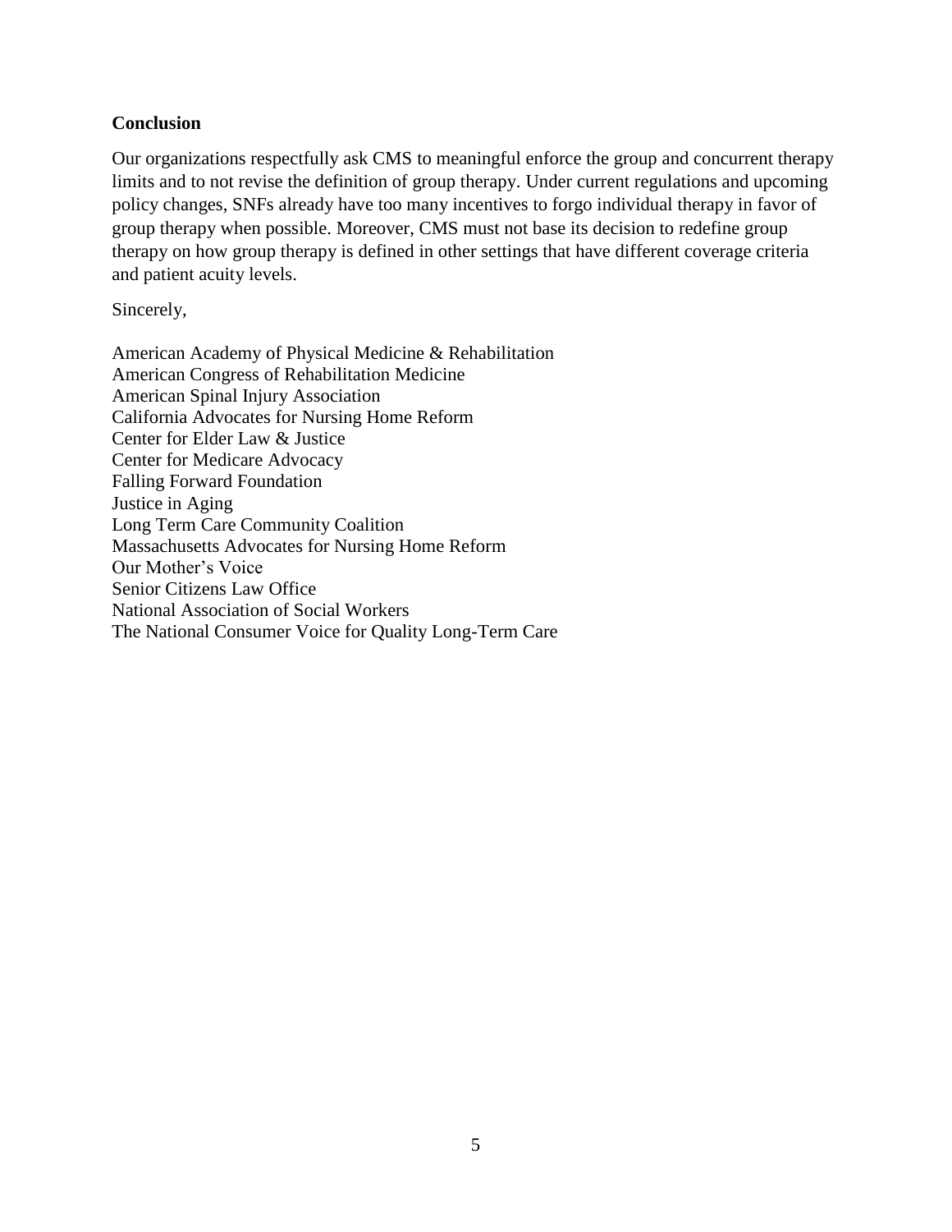## Conclusion

Our organizations respectfully ask CMS to meaningful enforce the group and concurrent therapy limits and to not revise the definition of group therapy. Under current regulations and upcoming policy changes, SNFs already have too many incentives to forgo individual therapy in favor of group therapy when possible. Moreover, CMS must not base its decision to redefine group therapy on how group therapy is defined in other settings that have different coverage criteria and patient acuity levels.

Sincerely,

American Academy of Physical Medicine & Rehabilitation
American Congress of Rehabilitation Medicine
American Spinal Injury Association
California Advocates for Nursing Home Reform
Center for Elder Law & Justice
Center for Medicare Advocacy
Falling Forward Foundation
Justice in Aging
Long Term Care Community Coalition
Massachusetts Advocates for Nursing Home Reform
Our Mother's Voice
Senior Citizens Law Office
National Association of Social Workers
The National Consumer Voice for Quality Long-Term Care